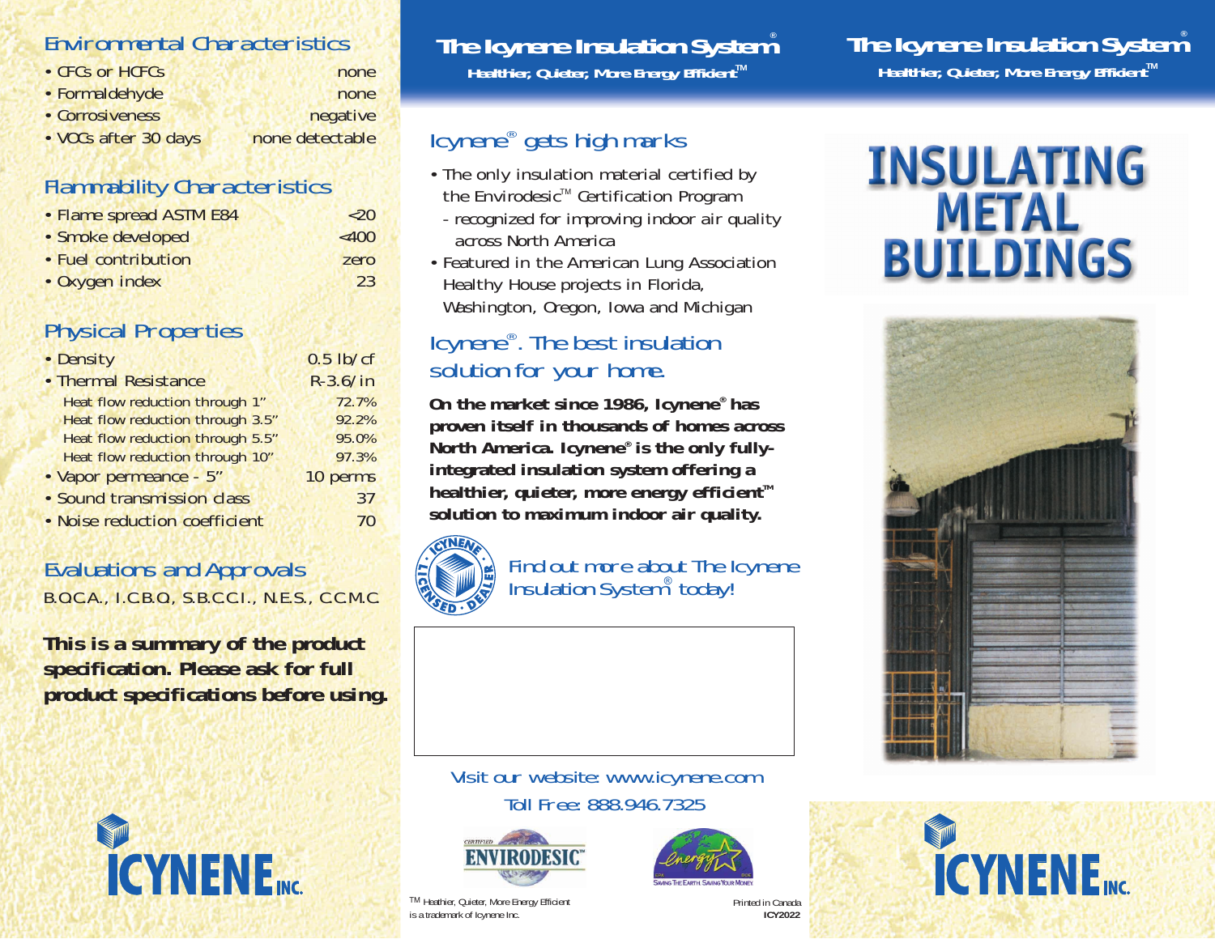## Environmental Characteristics

| | |
|---|---|
| • CFCs or HCFCs | none |
| • Formaldehyde | none |
| • Corrosiveness | negative |
| • VOCs after 30 days | none detectable |

## Flammability Characteristics

| | |
|---|---|
| • Flame spread ASTM E84 | <20 |
| • Smoke developed | <400 |
| • Fuel contribution | zero |
| • Oxygen index | 23 |

## Physical Properties

| | |
|---|---|
| • Density | 0.5 lb/cf |
| • Thermal Resistance | R-3.6/in |
| Heat flow reduction through 1" | 72.7% |
| Heat flow reduction through 3.5" | 92.2% |
| Heat flow reduction through 5.5" | 95.0% |
| Heat flow reduction through 10" | 97.3% |
| • Vapor permeance - 5" | 10 perms |
| • Sound transmission class | 37 |
| • Noise reduction coefficient | 70 |

## Evaluations and Approvals

B.O.C.A., I.C.B.O., S.B.C.C.I., N.E.S., C.C.M.C.

**This is a summary of the product specification. Please ask for full product specifications before using.**

ICYNENE INC.

# The Icynene Insulation System®

**Healthier, Quieter, More Energy Efficient™**

## Icynene® gets high marks

- The only insulation material certified by the Envirodesic™ Certification Program
  - recognized for improving indoor air quality across North America
- Featured in the American Lung Association Healthy House projects in Florida, Washington, Oregon, Iowa and Michigan

## Icynene®. The best insulation solution for your home.

**On the market since 1986, Icynene® has proven itself in thousands of homes across North America. Icynene® is the only fully-integrated insulation system offering a healthier, quieter, more energy efficient™ solution to maximum indoor air quality.**

ICYNENE LICENSED DEALER

Find out more about The Icynene Insulation System® today!

Visit our website: www.icynene.com

Toll Free: 888.946.7325

CERTIFIED ENVIRODESIC™

Energy Star — Saving The Earth. Saving Your Money.

™ Healthier, Quieter, More Energy Efficient is a trademark of Icynene Inc.

Printed in Canada
**ICY2022**

# The Icynene Insulation System®

**Healthier, Quieter, More Energy Efficient™**

# INSULATING METAL BUILDINGS

ICYNENE INC.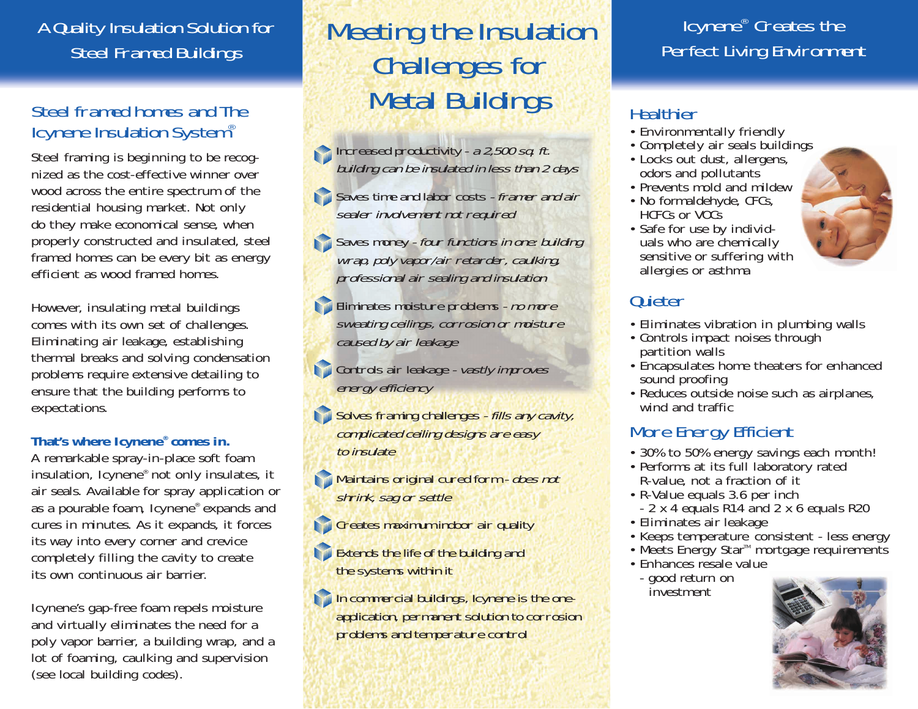## A Quality Insulation Solution for Steel Framed Buildings

### Steel framed homes and The Icynene Insulation System®

Steel framing is beginning to be recognized as the cost-effective winner over wood across the entire spectrum of the residential housing market. Not only do they make economical sense, when properly constructed and insulated, steel framed homes can be every bit as energy efficient as wood framed homes.

However, insulating metal buildings comes with its own set of challenges. Eliminating air leakage, establishing thermal breaks and solving condensation problems require extensive detailing to ensure that the building performs to expectations.

**That's where Icynene® comes in.**
A remarkable spray-in-place soft foam insulation, Icynene® not only insulates, it air seals. Available for spray application or as a pourable foam, Icynene® expands and cures in minutes. As it expands, it forces its way into every corner and crevice completely filling the cavity to create its own continuous air barrier.

Icynene's gap-free foam repels moisture and virtually eliminates the need for a poly vapor barrier, a building wrap, and a lot of foaming, caulking and supervision (see local building codes).

## Meeting the Insulation Challenges for Metal Buildings

- Increased productivity - *a 2,500 sq. ft. building can be insulated in less than 2 days*
- Saves time and labor costs - *framer and air sealer involvement not required*
- Saves money - *four functions in one: building wrap, poly vapor/air retarder, caulking, professional air sealing and insulation*
- Eliminates moisture problems - *no more sweating ceilings, corrosion or moisture caused by air leakage*
- Controls air leakage - *vastly improves energy efficiency*
- Solves framing challenges - *fills any cavity, complicated ceiling designs are easy to insulate*
- Maintains original cured form - *does not shrink, sag or settle*
- Creates maximum indoor air quality
- Extends the life of the building and the systems within it
- In commercial buildings, Icynene is the one-application, permanent solution to corrosion problems and temperature control

## Icynene® Creates the Perfect Living Environment

### Healthier

- Environmentally friendly
- Completely air seals buildings
- Locks out dust, allergens, odors and pollutants
- Prevents mold and mildew
- No formaldehyde, CFCs, HCFCs or VOCs
- Safe for use by individuals who are chemically sensitive or suffering with allergies or asthma

### Quieter

- Eliminates vibration in plumbing walls
- Controls impact noises through partition walls
- Encapsulates home theaters for enhanced sound proofing
- Reduces outside noise such as airplanes, wind and traffic

### More Energy Efficient

- 30% to 50% energy savings each month!
- Performs at its full laboratory rated R-value, not a fraction of it
- R-Value equals 3.6 per inch
  - 2 x 4 equals R14 and 2 x 6 equals R20
- Eliminates air leakage
- Keeps temperature consistent - less energy
- Meets Energy Star™ mortgage requirements
- Enhances resale value
  - good return on investment